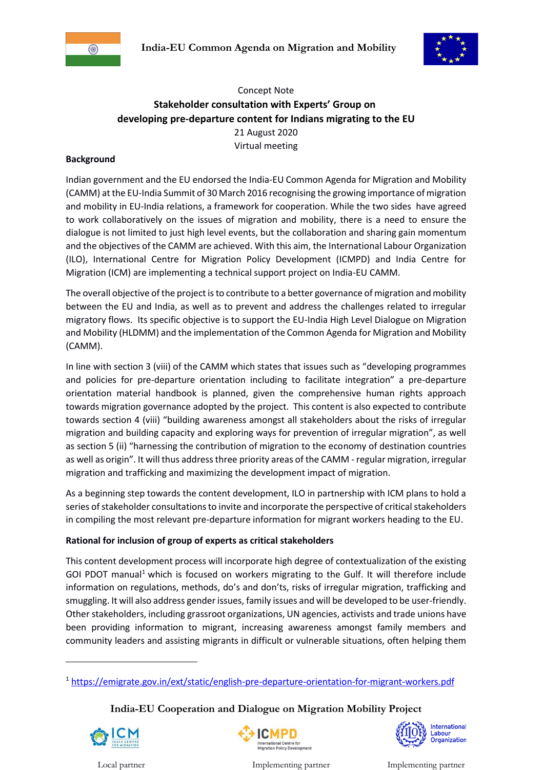Concept Note

**Stakeholder consultation with Experts' Group on developing pre-departure content for Indians migrating to the EU**

21 August 2020

Virtual meeting

## Background

Indian government and the EU endorsed the India-EU Common Agenda for Migration and Mobility (CAMM) at the EU-India Summit of 30 March 2016 recognising the growing importance of migration and mobility in EU-India relations, a framework for cooperation. While the two sides have agreed to work collaboratively on the issues of migration and mobility, there is a need to ensure the dialogue is not limited to just high level events, but the collaboration and sharing gain momentum and the objectives of the CAMM are achieved. With this aim, the International Labour Organization (ILO), International Centre for Migration Policy Development (ICMPD) and India Centre for Migration (ICM) are implementing a technical support project on India-EU CAMM.

The overall objective of the project is to contribute to a better governance of migration and mobility between the EU and India, as well as to prevent and address the challenges related to irregular migratory flows. Its specific objective is to support the EU-India High Level Dialogue on Migration and Mobility (HLDMM) and the implementation of the Common Agenda for Migration and Mobility (CAMM).

In line with section 3 (viii) of the CAMM which states that issues such as "developing programmes and policies for pre-departure orientation including to facilitate integration" a pre-departure orientation material handbook is planned, given the comprehensive human rights approach towards migration governance adopted by the project. This content is also expected to contribute towards section 4 (viii) "building awareness amongst all stakeholders about the risks of irregular migration and building capacity and exploring ways for prevention of irregular migration", as well as section 5 (ii) "harnessing the contribution of migration to the economy of destination countries as well as origin". It will thus address three priority areas of the CAMM - regular migration, irregular migration and trafficking and maximizing the development impact of migration.

As a beginning step towards the content development, ILO in partnership with ICM plans to hold a series of stakeholder consultations to invite and incorporate the perspective of critical stakeholders in compiling the most relevant pre-departure information for migrant workers heading to the EU.

## Rational for inclusion of group of experts as critical stakeholders

This content development process will incorporate high degree of contextualization of the existing GOI PDOT manual[1] which is focused on workers migrating to the Gulf. It will therefore include information on regulations, methods, do's and don'ts, risks of irregular migration, trafficking and smuggling. It will also address gender issues, family issues and will be developed to be user-friendly. Other stakeholders, including grassroot organizations, UN agencies, activists and trade unions have been providing information to migrant, increasing awareness amongst family members and community leaders and assisting migrants in difficult or vulnerable situations, often helping them

[1] https://emigrate.gov.in/ext/static/english-pre-departure-orientation-for-migrant-workers.pdf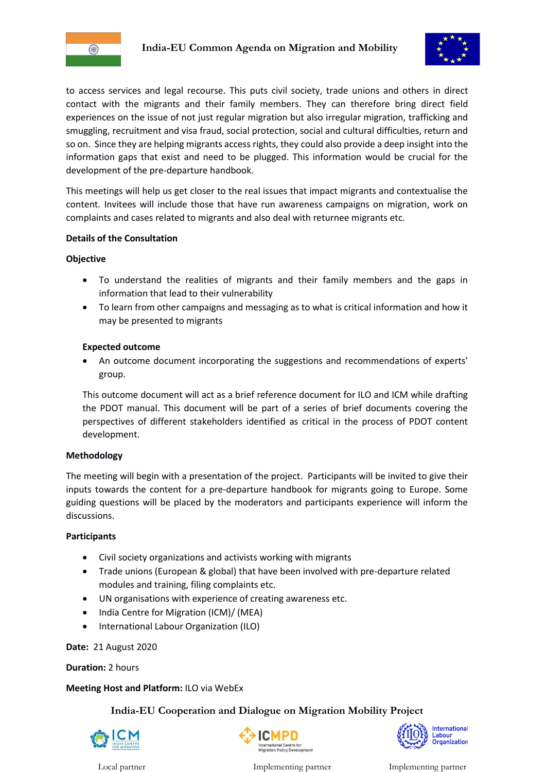to access services and legal recourse. This puts civil society, trade unions and others in direct contact with the migrants and their family members. They can therefore bring direct field experiences on the issue of not just regular migration but also irregular migration, trafficking and smuggling, recruitment and visa fraud, social protection, social and cultural difficulties, return and so on. Since they are helping migrants access rights, they could also provide a deep insight into the information gaps that exist and need to be plugged. This information would be crucial for the development of the pre-departure handbook.

This meetings will help us get closer to the real issues that impact migrants and contextualise the content. Invitees will include those that have run awareness campaigns on migration, work on complaints and cases related to migrants and also deal with returnee migrants etc.

**Details of the Consultation**

**Objective**

- To understand the realities of migrants and their family members and the gaps in information that lead to their vulnerability
- To learn from other campaigns and messaging as to what is critical information and how it may be presented to migrants

**Expected outcome**

- An outcome document incorporating the suggestions and recommendations of experts' group.

This outcome document will act as a brief reference document for ILO and ICM while drafting the PDOT manual. This document will be part of a series of brief documents covering the perspectives of different stakeholders identified as critical in the process of PDOT content development.

**Methodology**

The meeting will begin with a presentation of the project. Participants will be invited to give their inputs towards the content for a pre-departure handbook for migrants going to Europe. Some guiding questions will be placed by the moderators and participants experience will inform the discussions.

**Participants**

- Civil society organizations and activists working with migrants
- Trade unions (European & global) that have been involved with pre-departure related modules and training, filing complaints etc.
- UN organisations with experience of creating awareness etc.
- India Centre for Migration (ICM)/ (MEA)
- International Labour Organization (ILO)

**Date:** 21 August 2020

**Duration:** 2 hours

**Meeting Host and Platform:** ILO via WebEx